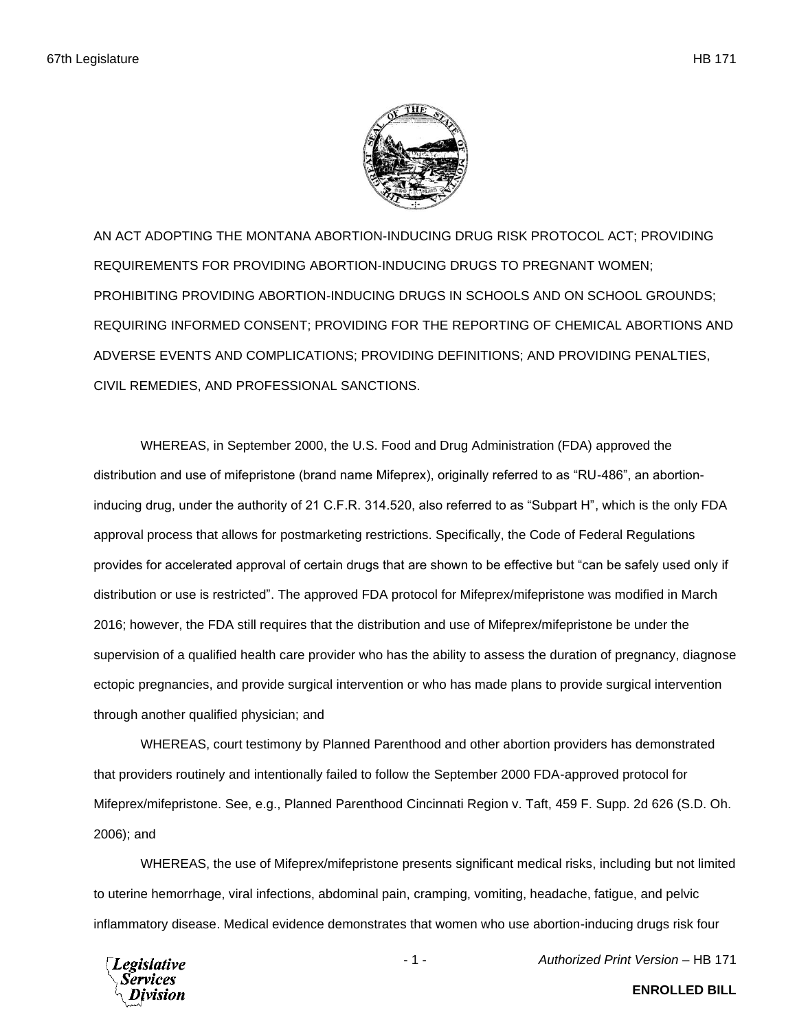AN ACT ADOPTING THE MONTANA ABORTION-INDUCING DRUG RISK PROTOCOL ACT; PROVIDING REQUIREMENTS FOR PROVIDING ABORTION-INDUCING DRUGS TO PREGNANT WOMEN; PROHIBITING PROVIDING ABORTION-INDUCING DRUGS IN SCHOOLS AND ON SCHOOL GROUNDS; REQUIRING INFORMED CONSENT; PROVIDING FOR THE REPORTING OF CHEMICAL ABORTIONS AND ADVERSE EVENTS AND COMPLICATIONS; PROVIDING DEFINITIONS; AND PROVIDING PENALTIES, CIVIL REMEDIES, AND PROFESSIONAL SANCTIONS.

WHEREAS, in September 2000, the U.S. Food and Drug Administration (FDA) approved the distribution and use of mifepristone (brand name Mifeprex), originally referred to as "RU-486", an abortion-inducing drug, under the authority of 21 C.F.R. 314.520, also referred to as "Subpart H", which is the only FDA approval process that allows for postmarketing restrictions. Specifically, the Code of Federal Regulations provides for accelerated approval of certain drugs that are shown to be effective but "can be safely used only if distribution or use is restricted". The approved FDA protocol for Mifeprex/mifepristone was modified in March 2016; however, the FDA still requires that the distribution and use of Mifeprex/mifepristone be under the supervision of a qualified health care provider who has the ability to assess the duration of pregnancy, diagnose ectopic pregnancies, and provide surgical intervention or who has made plans to provide surgical intervention through another qualified physician; and

WHEREAS, court testimony by Planned Parenthood and other abortion providers has demonstrated that providers routinely and intentionally failed to follow the September 2000 FDA-approved protocol for Mifeprex/mifepristone. See, e.g., Planned Parenthood Cincinnati Region v. Taft, 459 F. Supp. 2d 626 (S.D. Oh. 2006); and

WHEREAS, the use of Mifeprex/mifepristone presents significant medical risks, including but not limited to uterine hemorrhage, viral infections, abdominal pain, cramping, vomiting, headache, fatigue, and pelvic inflammatory disease. Medical evidence demonstrates that women who use abortion-inducing drugs risk four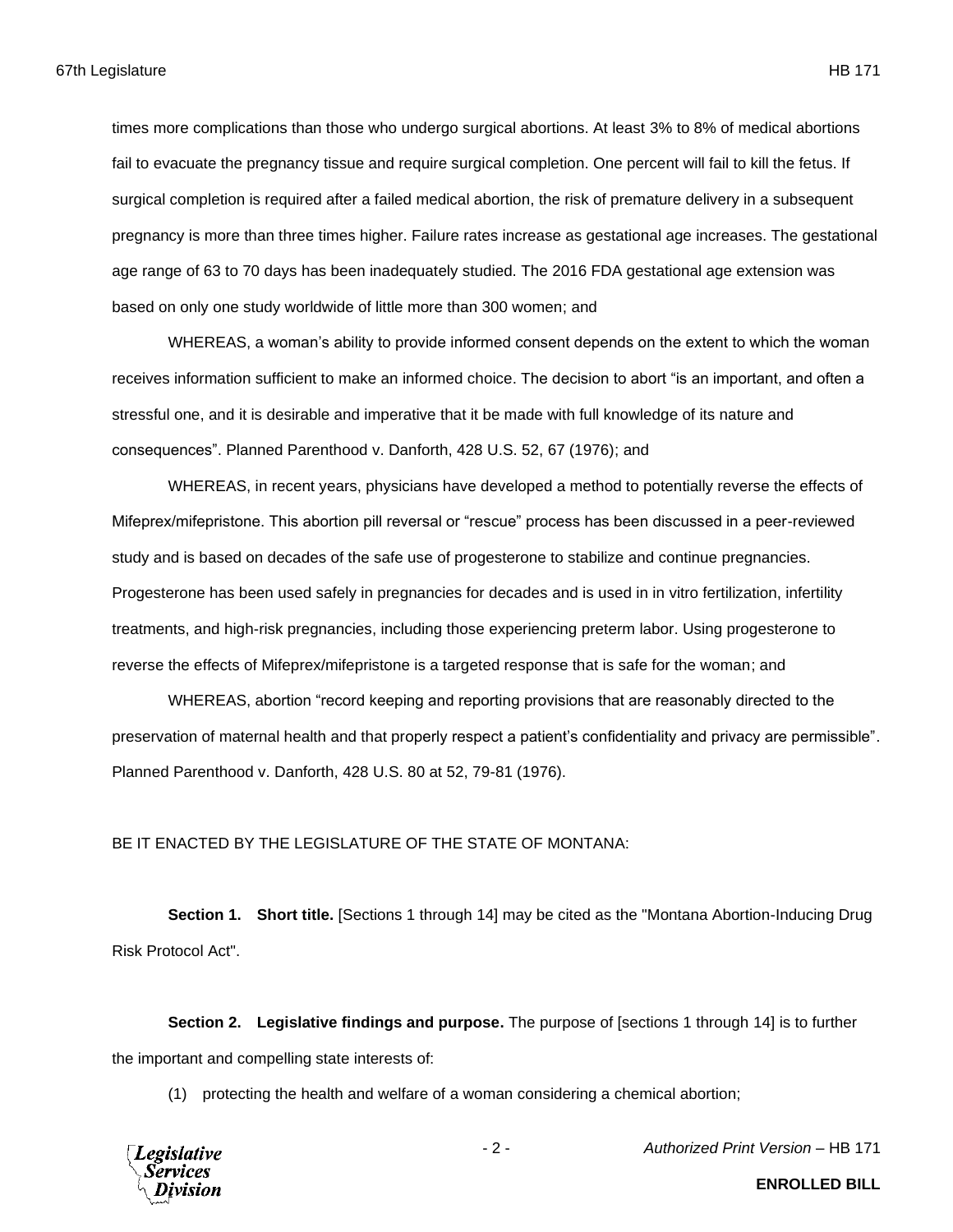times more complications than those who undergo surgical abortions. At least 3% to 8% of medical abortions fail to evacuate the pregnancy tissue and require surgical completion. One percent will fail to kill the fetus. If surgical completion is required after a failed medical abortion, the risk of premature delivery in a subsequent pregnancy is more than three times higher. Failure rates increase as gestational age increases. The gestational age range of 63 to 70 days has been inadequately studied. The 2016 FDA gestational age extension was based on only one study worldwide of little more than 300 women; and

WHEREAS, a woman's ability to provide informed consent depends on the extent to which the woman receives information sufficient to make an informed choice. The decision to abort "is an important, and often a stressful one, and it is desirable and imperative that it be made with full knowledge of its nature and consequences". Planned Parenthood v. Danforth, 428 U.S. 52, 67 (1976); and

WHEREAS, in recent years, physicians have developed a method to potentially reverse the effects of Mifeprex/mifepristone. This abortion pill reversal or "rescue" process has been discussed in a peer-reviewed study and is based on decades of the safe use of progesterone to stabilize and continue pregnancies. Progesterone has been used safely in pregnancies for decades and is used in in vitro fertilization, infertility treatments, and high-risk pregnancies, including those experiencing preterm labor. Using progesterone to reverse the effects of Mifeprex/mifepristone is a targeted response that is safe for the woman; and

WHEREAS, abortion "record keeping and reporting provisions that are reasonably directed to the preservation of maternal health and that properly respect a patient's confidentiality and privacy are permissible". Planned Parenthood v. Danforth, 428 U.S. 80 at 52, 79-81 (1976).

BE IT ENACTED BY THE LEGISLATURE OF THE STATE OF MONTANA:

**Section 1. Short title.** [Sections 1 through 14] may be cited as the "Montana Abortion-Inducing Drug Risk Protocol Act".

**Section 2. Legislative findings and purpose.** The purpose of [sections 1 through 14] is to further the important and compelling state interests of:

(1) protecting the health and welfare of a woman considering a chemical abortion;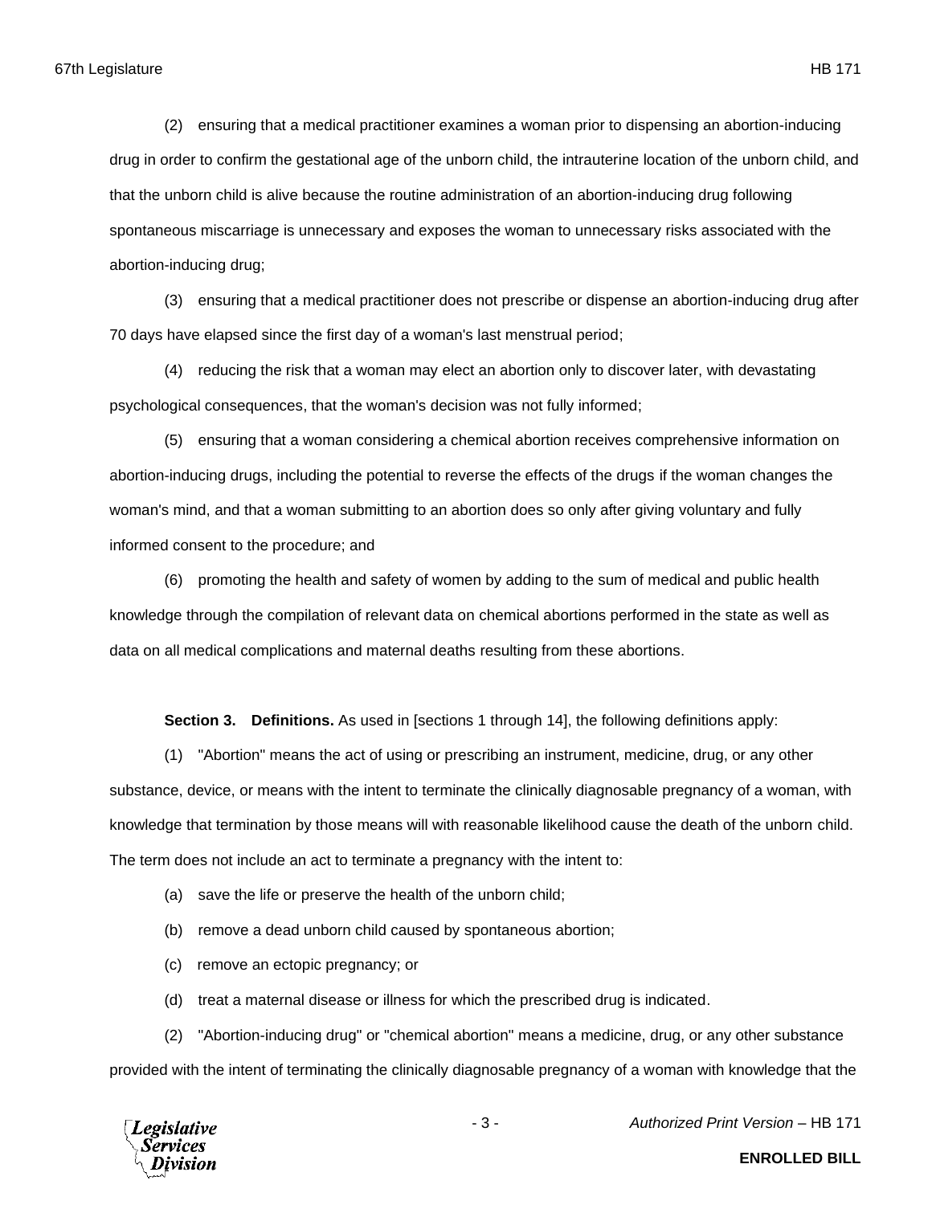(2) ensuring that a medical practitioner examines a woman prior to dispensing an abortion-inducing drug in order to confirm the gestational age of the unborn child, the intrauterine location of the unborn child, and that the unborn child is alive because the routine administration of an abortion-inducing drug following spontaneous miscarriage is unnecessary and exposes the woman to unnecessary risks associated with the abortion-inducing drug;

(3) ensuring that a medical practitioner does not prescribe or dispense an abortion-inducing drug after 70 days have elapsed since the first day of a woman's last menstrual period;

(4) reducing the risk that a woman may elect an abortion only to discover later, with devastating psychological consequences, that the woman's decision was not fully informed;

(5) ensuring that a woman considering a chemical abortion receives comprehensive information on abortion-inducing drugs, including the potential to reverse the effects of the drugs if the woman changes the woman's mind, and that a woman submitting to an abortion does so only after giving voluntary and fully informed consent to the procedure; and

(6) promoting the health and safety of women by adding to the sum of medical and public health knowledge through the compilation of relevant data on chemical abortions performed in the state as well as data on all medical complications and maternal deaths resulting from these abortions.

**Section 3. Definitions.** As used in [sections 1 through 14], the following definitions apply:

(1) "Abortion" means the act of using or prescribing an instrument, medicine, drug, or any other substance, device, or means with the intent to terminate the clinically diagnosable pregnancy of a woman, with knowledge that termination by those means will with reasonable likelihood cause the death of the unborn child. The term does not include an act to terminate a pregnancy with the intent to:

(a) save the life or preserve the health of the unborn child;

(b) remove a dead unborn child caused by spontaneous abortion;

(c) remove an ectopic pregnancy; or

(d) treat a maternal disease or illness for which the prescribed drug is indicated.

(2) "Abortion-inducing drug" or "chemical abortion" means a medicine, drug, or any other substance provided with the intent of terminating the clinically diagnosable pregnancy of a woman with knowledge that the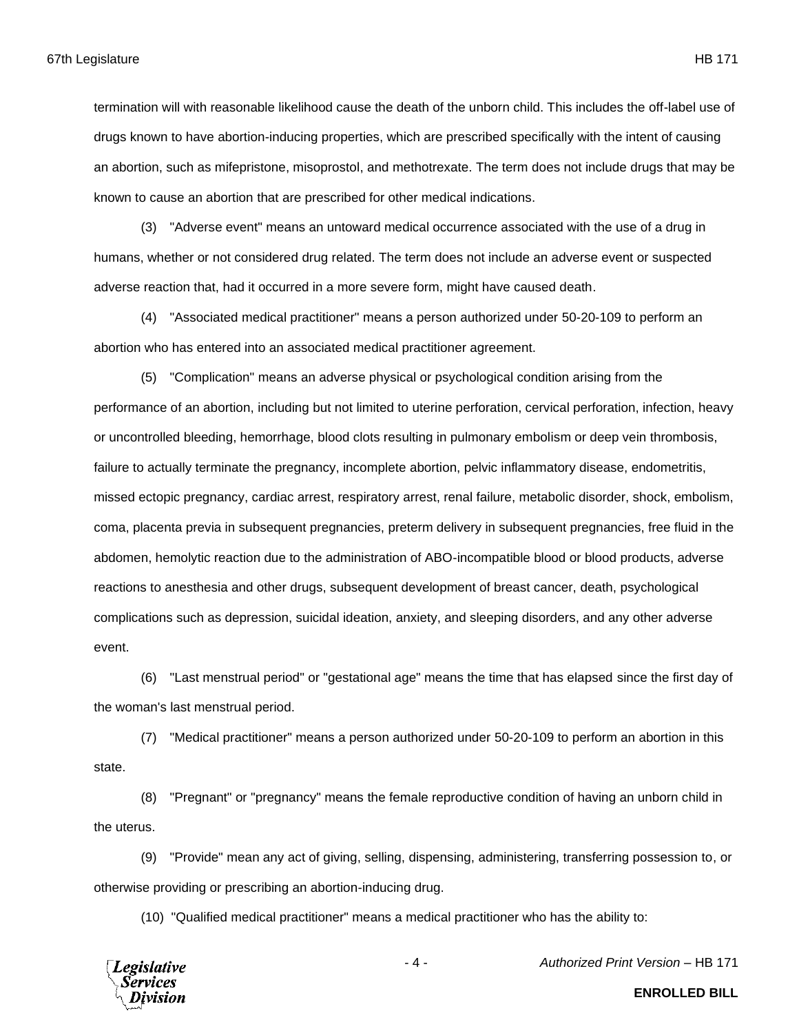termination will with reasonable likelihood cause the death of the unborn child. This includes the off-label use of drugs known to have abortion-inducing properties, which are prescribed specifically with the intent of causing an abortion, such as mifepristone, misoprostol, and methotrexate. The term does not include drugs that may be known to cause an abortion that are prescribed for other medical indications.

(3) "Adverse event" means an untoward medical occurrence associated with the use of a drug in humans, whether or not considered drug related. The term does not include an adverse event or suspected adverse reaction that, had it occurred in a more severe form, might have caused death.

(4) "Associated medical practitioner" means a person authorized under 50-20-109 to perform an abortion who has entered into an associated medical practitioner agreement.

(5) "Complication" means an adverse physical or psychological condition arising from the performance of an abortion, including but not limited to uterine perforation, cervical perforation, infection, heavy or uncontrolled bleeding, hemorrhage, blood clots resulting in pulmonary embolism or deep vein thrombosis, failure to actually terminate the pregnancy, incomplete abortion, pelvic inflammatory disease, endometritis, missed ectopic pregnancy, cardiac arrest, respiratory arrest, renal failure, metabolic disorder, shock, embolism, coma, placenta previa in subsequent pregnancies, preterm delivery in subsequent pregnancies, free fluid in the abdomen, hemolytic reaction due to the administration of ABO-incompatible blood or blood products, adverse reactions to anesthesia and other drugs, subsequent development of breast cancer, death, psychological complications such as depression, suicidal ideation, anxiety, and sleeping disorders, and any other adverse event.

(6) "Last menstrual period" or "gestational age" means the time that has elapsed since the first day of the woman's last menstrual period.

(7) "Medical practitioner" means a person authorized under 50-20-109 to perform an abortion in this state.

(8) "Pregnant" or "pregnancy" means the female reproductive condition of having an unborn child in the uterus.

(9) "Provide" mean any act of giving, selling, dispensing, administering, transferring possession to, or otherwise providing or prescribing an abortion-inducing drug.

(10) "Qualified medical practitioner" means a medical practitioner who has the ability to: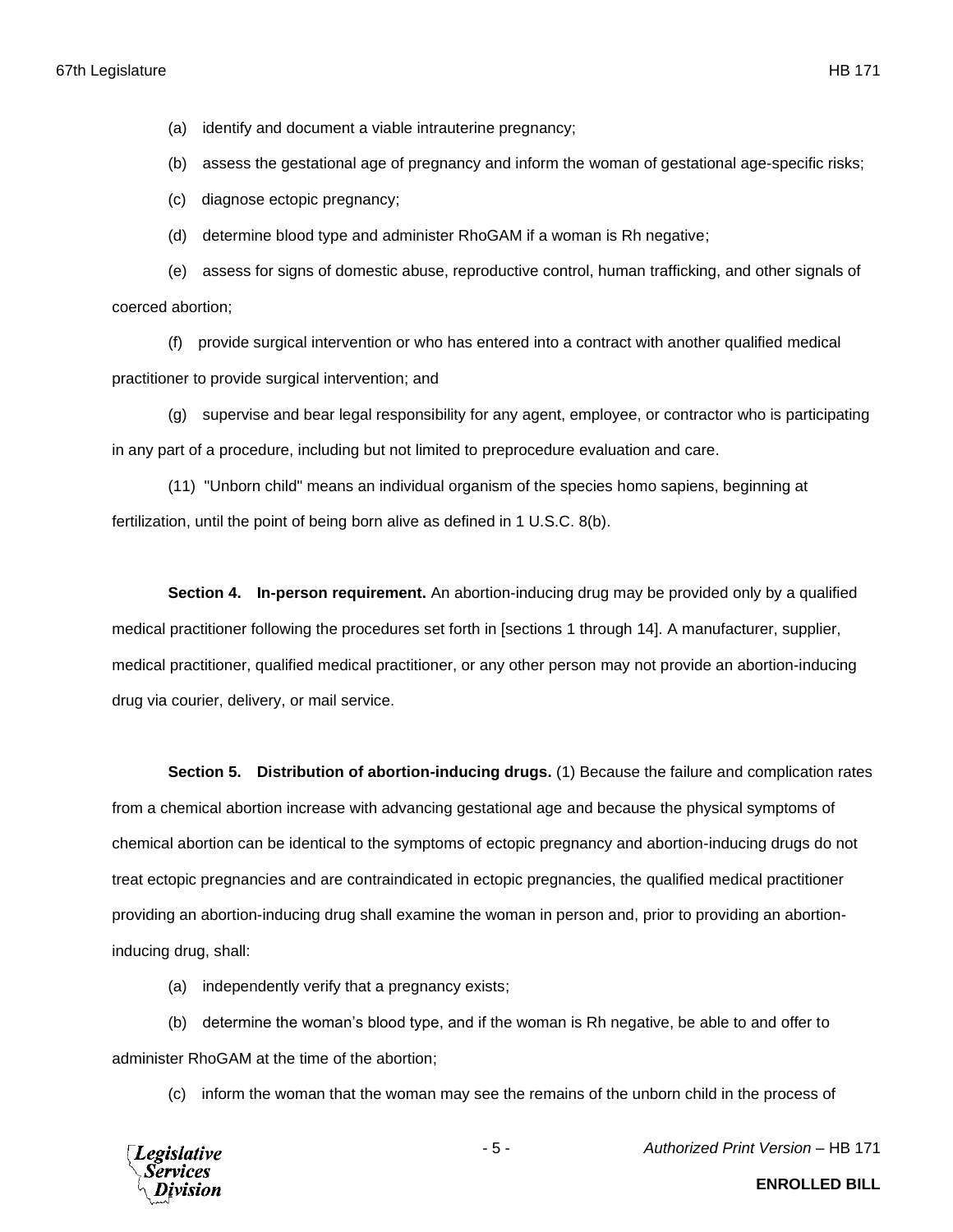(a) identify and document a viable intrauterine pregnancy;

(b) assess the gestational age of pregnancy and inform the woman of gestational age-specific risks;

(c) diagnose ectopic pregnancy;

(d) determine blood type and administer RhoGAM if a woman is Rh negative;

(e) assess for signs of domestic abuse, reproductive control, human trafficking, and other signals of coerced abortion;

(f) provide surgical intervention or who has entered into a contract with another qualified medical practitioner to provide surgical intervention; and

(g) supervise and bear legal responsibility for any agent, employee, or contractor who is participating in any part of a procedure, including but not limited to preprocedure evaluation and care.

(11) "Unborn child" means an individual organism of the species homo sapiens, beginning at fertilization, until the point of being born alive as defined in 1 U.S.C. 8(b).

**Section 4. In-person requirement.** An abortion-inducing drug may be provided only by a qualified medical practitioner following the procedures set forth in [sections 1 through 14]. A manufacturer, supplier, medical practitioner, qualified medical practitioner, or any other person may not provide an abortion-inducing drug via courier, delivery, or mail service.

**Section 5. Distribution of abortion-inducing drugs.** (1) Because the failure and complication rates from a chemical abortion increase with advancing gestational age and because the physical symptoms of chemical abortion can be identical to the symptoms of ectopic pregnancy and abortion-inducing drugs do not treat ectopic pregnancies and are contraindicated in ectopic pregnancies, the qualified medical practitioner providing an abortion-inducing drug shall examine the woman in person and, prior to providing an abortion-inducing drug, shall:

(a) independently verify that a pregnancy exists;

(b) determine the woman's blood type, and if the woman is Rh negative, be able to and offer to administer RhoGAM at the time of the abortion;

(c) inform the woman that the woman may see the remains of the unborn child in the process of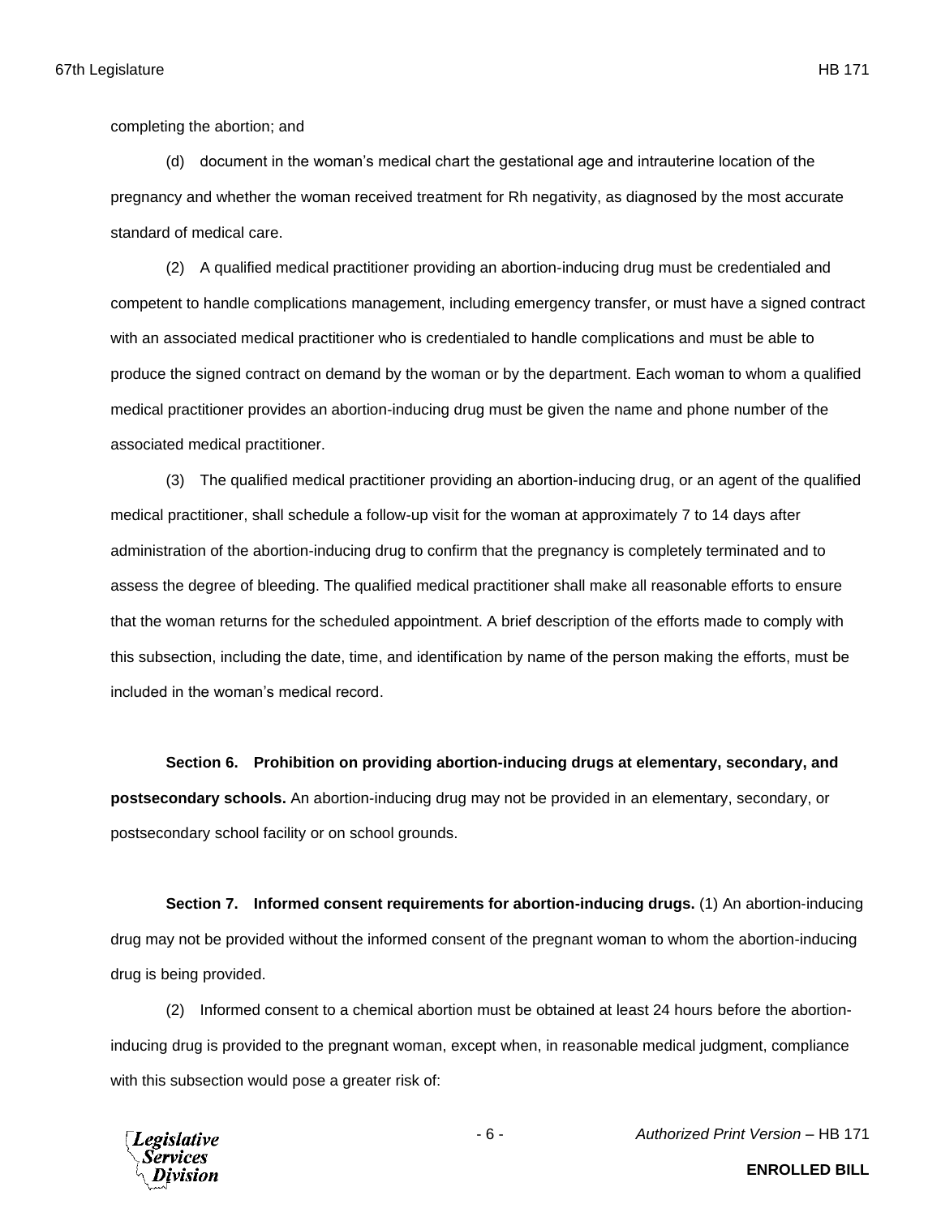completing the abortion; and

(d) document in the woman's medical chart the gestational age and intrauterine location of the pregnancy and whether the woman received treatment for Rh negativity, as diagnosed by the most accurate standard of medical care.

(2) A qualified medical practitioner providing an abortion-inducing drug must be credentialed and competent to handle complications management, including emergency transfer, or must have a signed contract with an associated medical practitioner who is credentialed to handle complications and must be able to produce the signed contract on demand by the woman or by the department. Each woman to whom a qualified medical practitioner provides an abortion-inducing drug must be given the name and phone number of the associated medical practitioner.

(3) The qualified medical practitioner providing an abortion-inducing drug, or an agent of the qualified medical practitioner, shall schedule a follow-up visit for the woman at approximately 7 to 14 days after administration of the abortion-inducing drug to confirm that the pregnancy is completely terminated and to assess the degree of bleeding. The qualified medical practitioner shall make all reasonable efforts to ensure that the woman returns for the scheduled appointment. A brief description of the efforts made to comply with this subsection, including the date, time, and identification by name of the person making the efforts, must be included in the woman's medical record.

**Section 6. Prohibition on providing abortion-inducing drugs at elementary, secondary, and postsecondary schools.** An abortion-inducing drug may not be provided in an elementary, secondary, or postsecondary school facility or on school grounds.

**Section 7. Informed consent requirements for abortion-inducing drugs.** (1) An abortion-inducing drug may not be provided without the informed consent of the pregnant woman to whom the abortion-inducing drug is being provided.

(2) Informed consent to a chemical abortion must be obtained at least 24 hours before the abortion-inducing drug is provided to the pregnant woman, except when, in reasonable medical judgment, compliance with this subsection would pose a greater risk of: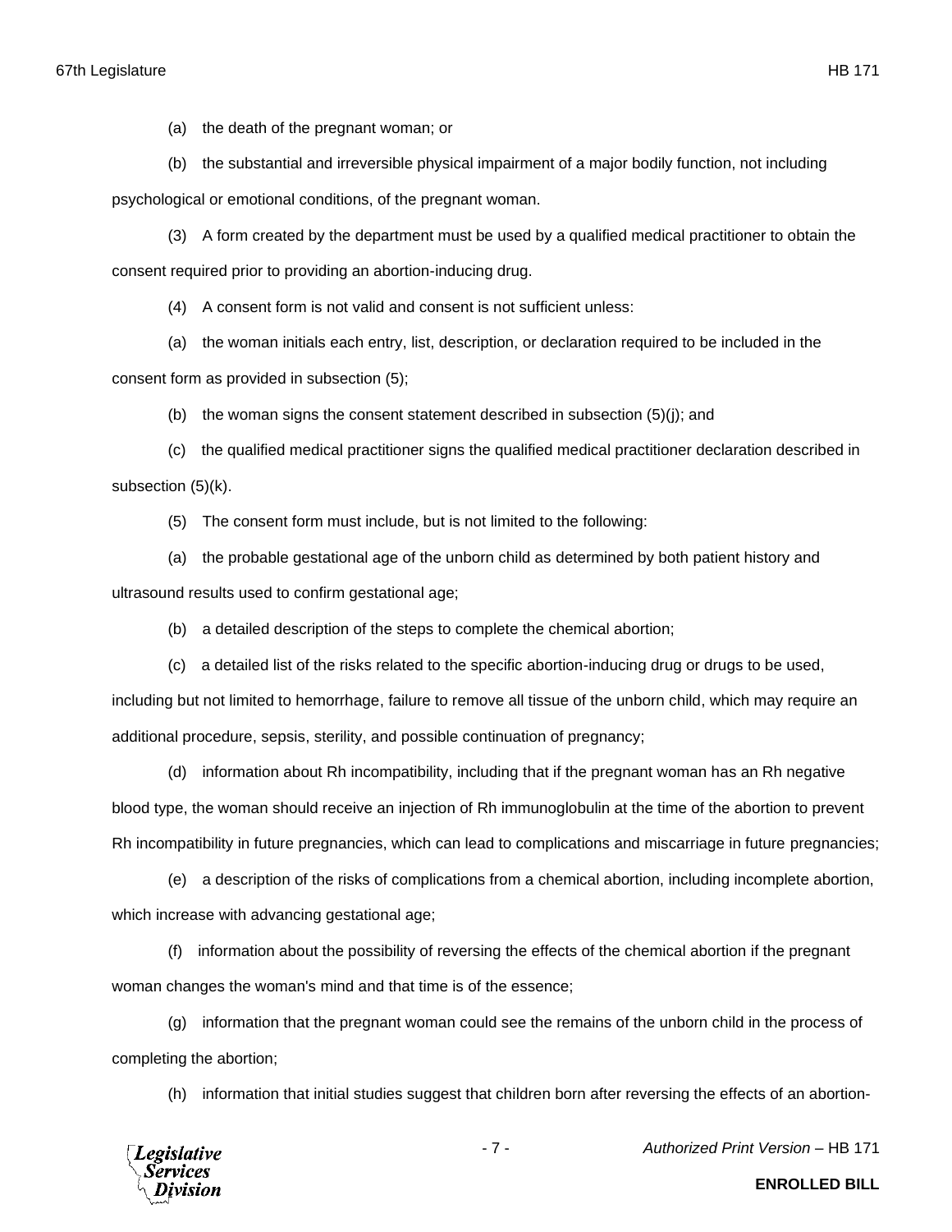(a) the death of the pregnant woman; or

(b) the substantial and irreversible physical impairment of a major bodily function, not including psychological or emotional conditions, of the pregnant woman.

(3) A form created by the department must be used by a qualified medical practitioner to obtain the consent required prior to providing an abortion-inducing drug.

(4) A consent form is not valid and consent is not sufficient unless:

(a) the woman initials each entry, list, description, or declaration required to be included in the consent form as provided in subsection (5);

(b) the woman signs the consent statement described in subsection (5)(j); and

(c) the qualified medical practitioner signs the qualified medical practitioner declaration described in subsection (5)(k).

(5) The consent form must include, but is not limited to the following:

(a) the probable gestational age of the unborn child as determined by both patient history and ultrasound results used to confirm gestational age;

(b) a detailed description of the steps to complete the chemical abortion;

(c) a detailed list of the risks related to the specific abortion-inducing drug or drugs to be used, including but not limited to hemorrhage, failure to remove all tissue of the unborn child, which may require an additional procedure, sepsis, sterility, and possible continuation of pregnancy;

(d) information about Rh incompatibility, including that if the pregnant woman has an Rh negative blood type, the woman should receive an injection of Rh immunoglobulin at the time of the abortion to prevent Rh incompatibility in future pregnancies, which can lead to complications and miscarriage in future pregnancies;

(e) a description of the risks of complications from a chemical abortion, including incomplete abortion, which increase with advancing gestational age;

(f) information about the possibility of reversing the effects of the chemical abortion if the pregnant woman changes the woman's mind and that time is of the essence;

(g) information that the pregnant woman could see the remains of the unborn child in the process of completing the abortion;

(h) information that initial studies suggest that children born after reversing the effects of an abortion-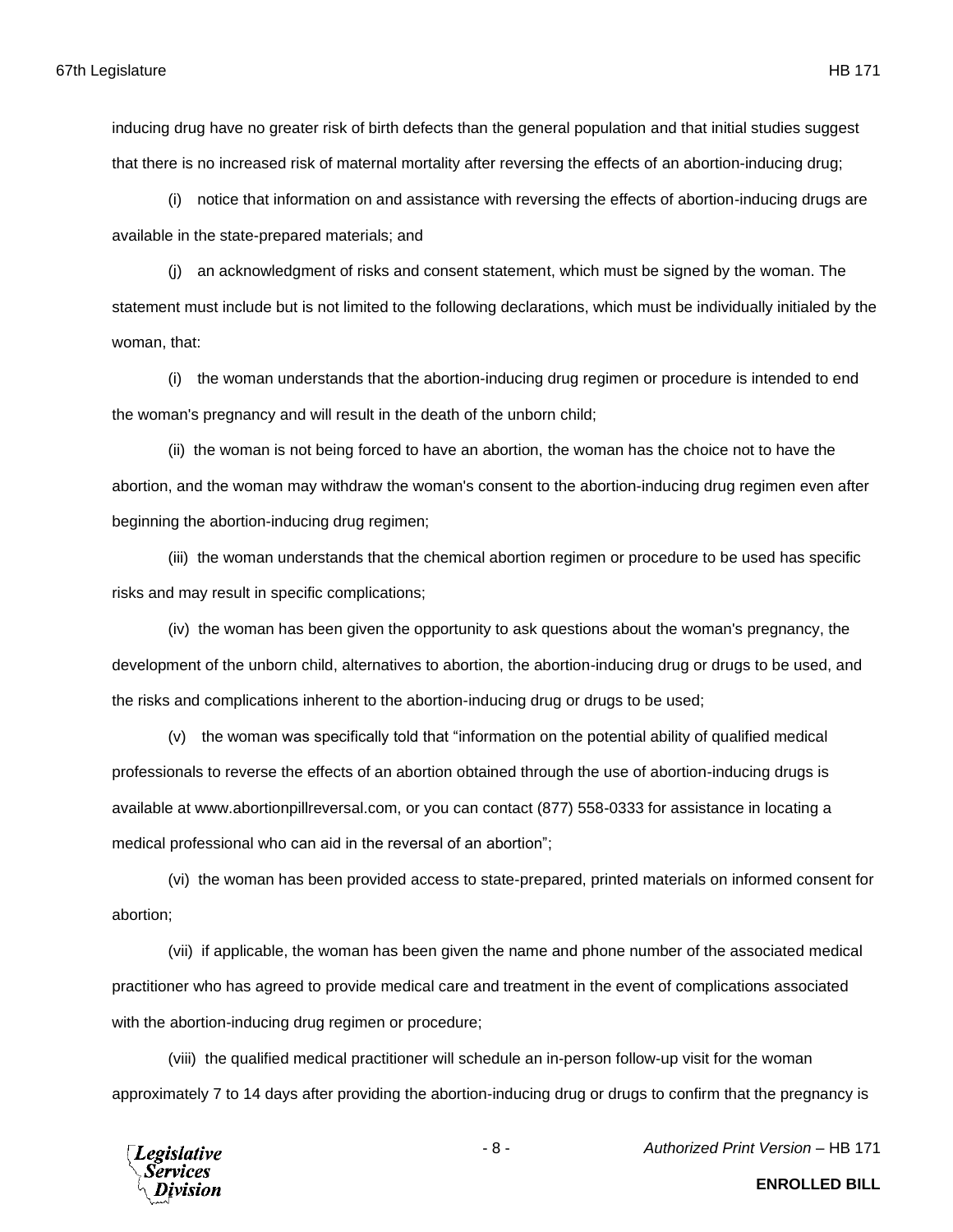inducing drug have no greater risk of birth defects than the general population and that initial studies suggest that there is no increased risk of maternal mortality after reversing the effects of an abortion-inducing drug;

(i) notice that information on and assistance with reversing the effects of abortion-inducing drugs are available in the state-prepared materials; and

(j) an acknowledgment of risks and consent statement, which must be signed by the woman. The statement must include but is not limited to the following declarations, which must be individually initialed by the woman, that:

(i) the woman understands that the abortion-inducing drug regimen or procedure is intended to end the woman's pregnancy and will result in the death of the unborn child;

(ii) the woman is not being forced to have an abortion, the woman has the choice not to have the abortion, and the woman may withdraw the woman's consent to the abortion-inducing drug regimen even after beginning the abortion-inducing drug regimen;

(iii) the woman understands that the chemical abortion regimen or procedure to be used has specific risks and may result in specific complications;

(iv) the woman has been given the opportunity to ask questions about the woman's pregnancy, the development of the unborn child, alternatives to abortion, the abortion-inducing drug or drugs to be used, and the risks and complications inherent to the abortion-inducing drug or drugs to be used;

(v) the woman was specifically told that "information on the potential ability of qualified medical professionals to reverse the effects of an abortion obtained through the use of abortion-inducing drugs is available at www.abortionpillreversal.com, or you can contact (877) 558-0333 for assistance in locating a medical professional who can aid in the reversal of an abortion";

(vi) the woman has been provided access to state-prepared, printed materials on informed consent for abortion;

(vii) if applicable, the woman has been given the name and phone number of the associated medical practitioner who has agreed to provide medical care and treatment in the event of complications associated with the abortion-inducing drug regimen or procedure;

(viii) the qualified medical practitioner will schedule an in-person follow-up visit for the woman approximately 7 to 14 days after providing the abortion-inducing drug or drugs to confirm that the pregnancy is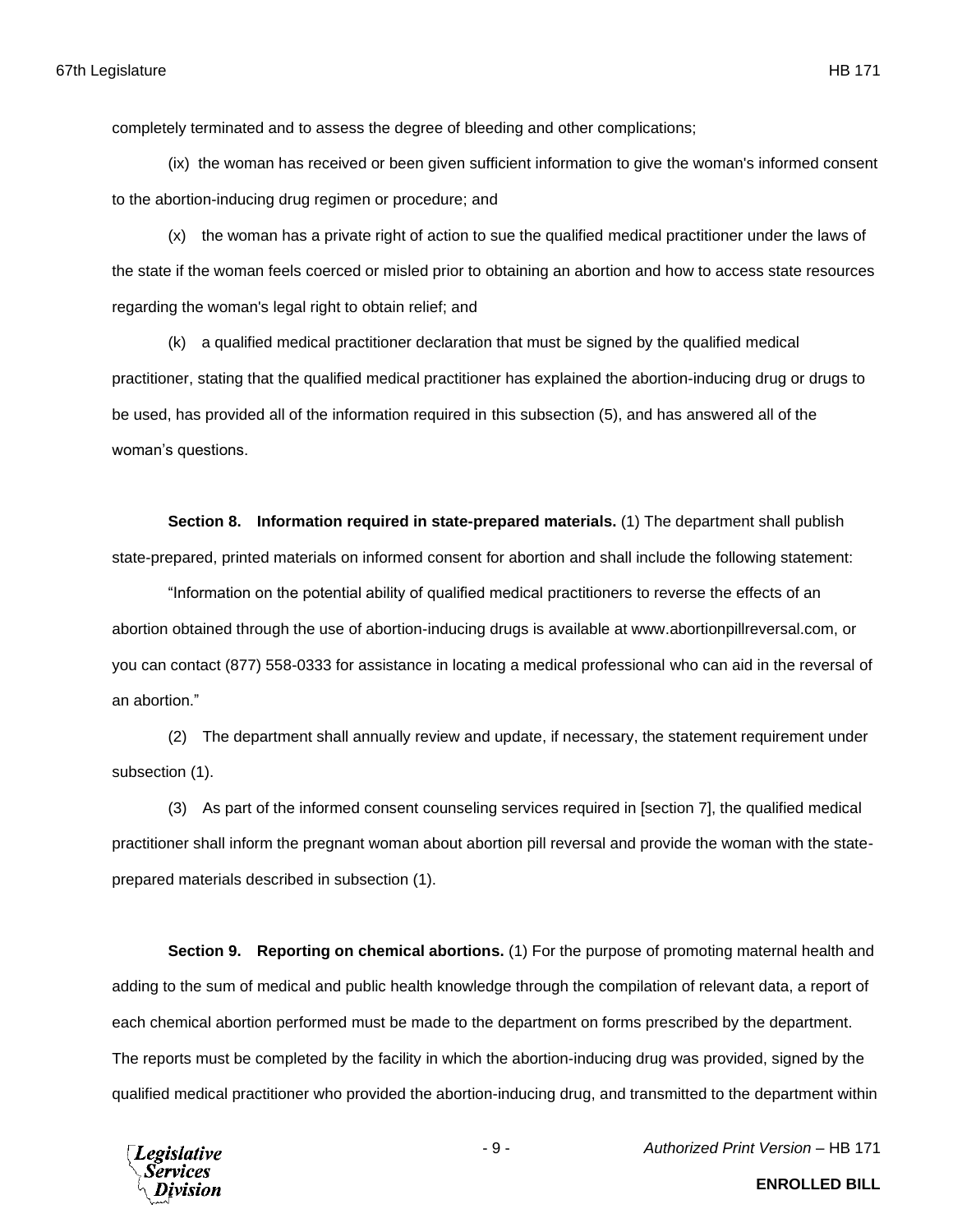completely terminated and to assess the degree of bleeding and other complications;

(ix) the woman has received or been given sufficient information to give the woman's informed consent to the abortion-inducing drug regimen or procedure; and

(x) the woman has a private right of action to sue the qualified medical practitioner under the laws of the state if the woman feels coerced or misled prior to obtaining an abortion and how to access state resources regarding the woman's legal right to obtain relief; and

(k) a qualified medical practitioner declaration that must be signed by the qualified medical practitioner, stating that the qualified medical practitioner has explained the abortion-inducing drug or drugs to be used, has provided all of the information required in this subsection (5), and has answered all of the woman's questions.

**Section 8. Information required in state-prepared materials.** (1) The department shall publish state-prepared, printed materials on informed consent for abortion and shall include the following statement:

"Information on the potential ability of qualified medical practitioners to reverse the effects of an abortion obtained through the use of abortion-inducing drugs is available at www.abortionpillreversal.com, or you can contact (877) 558-0333 for assistance in locating a medical professional who can aid in the reversal of an abortion."

(2) The department shall annually review and update, if necessary, the statement requirement under subsection (1).

(3) As part of the informed consent counseling services required in [section 7], the qualified medical practitioner shall inform the pregnant woman about abortion pill reversal and provide the woman with the state-prepared materials described in subsection (1).

**Section 9. Reporting on chemical abortions.** (1) For the purpose of promoting maternal health and adding to the sum of medical and public health knowledge through the compilation of relevant data, a report of each chemical abortion performed must be made to the department on forms prescribed by the department. The reports must be completed by the facility in which the abortion-inducing drug was provided, signed by the qualified medical practitioner who provided the abortion-inducing drug, and transmitted to the department within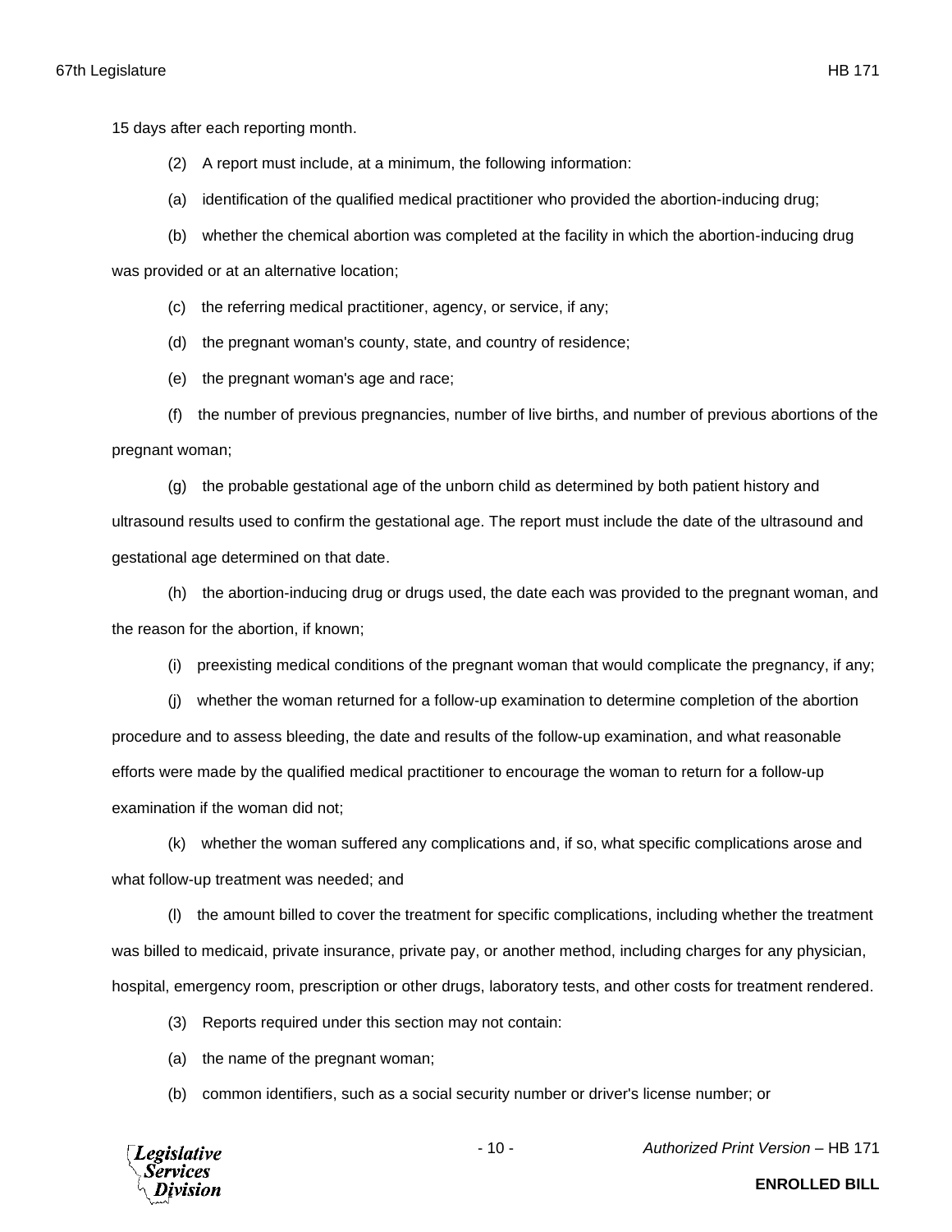15 days after each reporting month.

(2) A report must include, at a minimum, the following information:

(a) identification of the qualified medical practitioner who provided the abortion-inducing drug;

(b) whether the chemical abortion was completed at the facility in which the abortion-inducing drug was provided or at an alternative location;

(c) the referring medical practitioner, agency, or service, if any;

(d) the pregnant woman's county, state, and country of residence;

(e) the pregnant woman's age and race;

(f) the number of previous pregnancies, number of live births, and number of previous abortions of the pregnant woman;

(g) the probable gestational age of the unborn child as determined by both patient history and ultrasound results used to confirm the gestational age. The report must include the date of the ultrasound and gestational age determined on that date.

(h) the abortion-inducing drug or drugs used, the date each was provided to the pregnant woman, and the reason for the abortion, if known;

(i) preexisting medical conditions of the pregnant woman that would complicate the pregnancy, if any;

(j) whether the woman returned for a follow-up examination to determine completion of the abortion procedure and to assess bleeding, the date and results of the follow-up examination, and what reasonable efforts were made by the qualified medical practitioner to encourage the woman to return for a follow-up examination if the woman did not;

(k) whether the woman suffered any complications and, if so, what specific complications arose and what follow-up treatment was needed; and

(l) the amount billed to cover the treatment for specific complications, including whether the treatment was billed to medicaid, private insurance, private pay, or another method, including charges for any physician, hospital, emergency room, prescription or other drugs, laboratory tests, and other costs for treatment rendered.

(3) Reports required under this section may not contain:

(a) the name of the pregnant woman;

(b) common identifiers, such as a social security number or driver's license number; or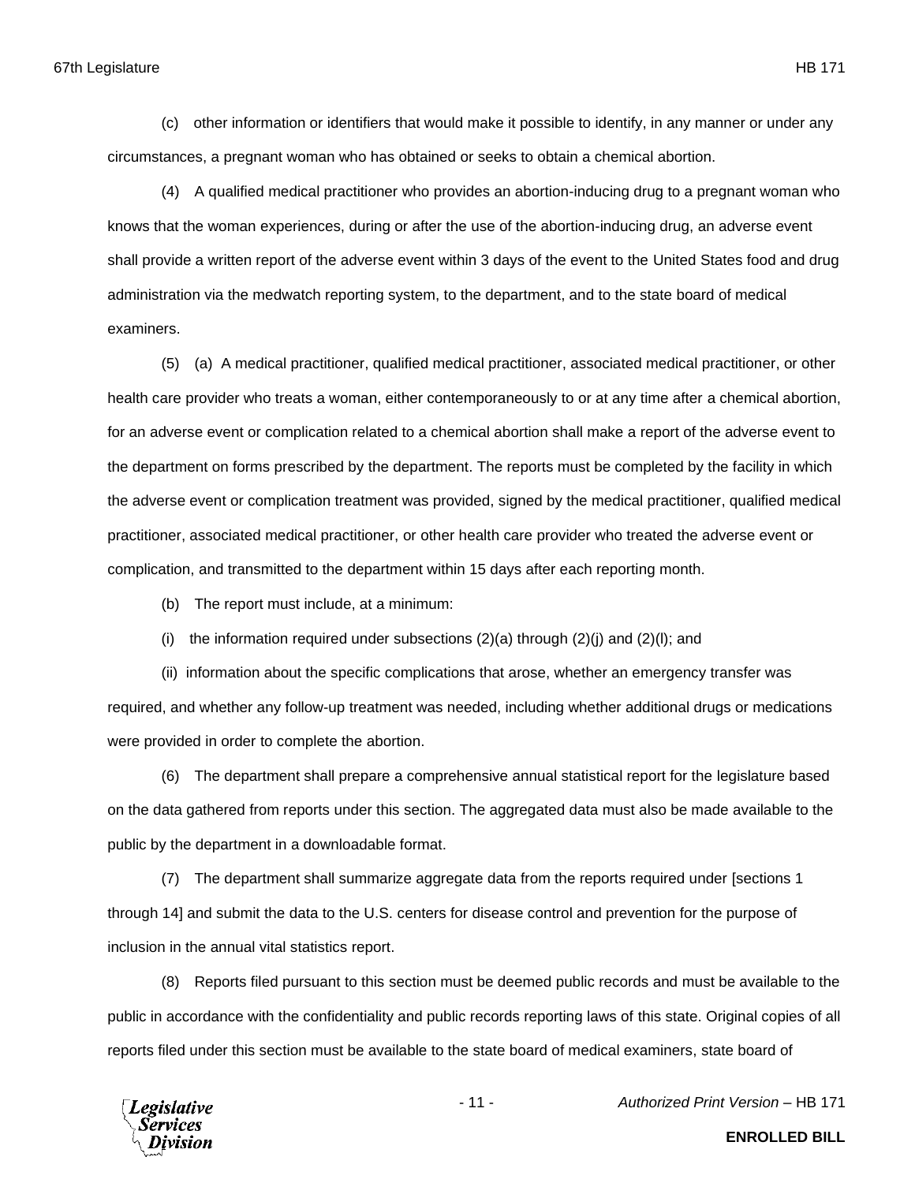(c) other information or identifiers that would make it possible to identify, in any manner or under any circumstances, a pregnant woman who has obtained or seeks to obtain a chemical abortion.

(4) A qualified medical practitioner who provides an abortion-inducing drug to a pregnant woman who knows that the woman experiences, during or after the use of the abortion-inducing drug, an adverse event shall provide a written report of the adverse event within 3 days of the event to the United States food and drug administration via the medwatch reporting system, to the department, and to the state board of medical examiners.

(5) (a) A medical practitioner, qualified medical practitioner, associated medical practitioner, or other health care provider who treats a woman, either contemporaneously to or at any time after a chemical abortion, for an adverse event or complication related to a chemical abortion shall make a report of the adverse event to the department on forms prescribed by the department. The reports must be completed by the facility in which the adverse event or complication treatment was provided, signed by the medical practitioner, qualified medical practitioner, associated medical practitioner, or other health care provider who treated the adverse event or complication, and transmitted to the department within 15 days after each reporting month.

(b) The report must include, at a minimum:

(i) the information required under subsections (2)(a) through (2)(j) and (2)(l); and

(ii) information about the specific complications that arose, whether an emergency transfer was required, and whether any follow-up treatment was needed, including whether additional drugs or medications were provided in order to complete the abortion.

(6) The department shall prepare a comprehensive annual statistical report for the legislature based on the data gathered from reports under this section. The aggregated data must also be made available to the public by the department in a downloadable format.

(7) The department shall summarize aggregate data from the reports required under [sections 1 through 14] and submit the data to the U.S. centers for disease control and prevention for the purpose of inclusion in the annual vital statistics report.

(8) Reports filed pursuant to this section must be deemed public records and must be available to the public in accordance with the confidentiality and public records reporting laws of this state. Original copies of all reports filed under this section must be available to the state board of medical examiners, state board of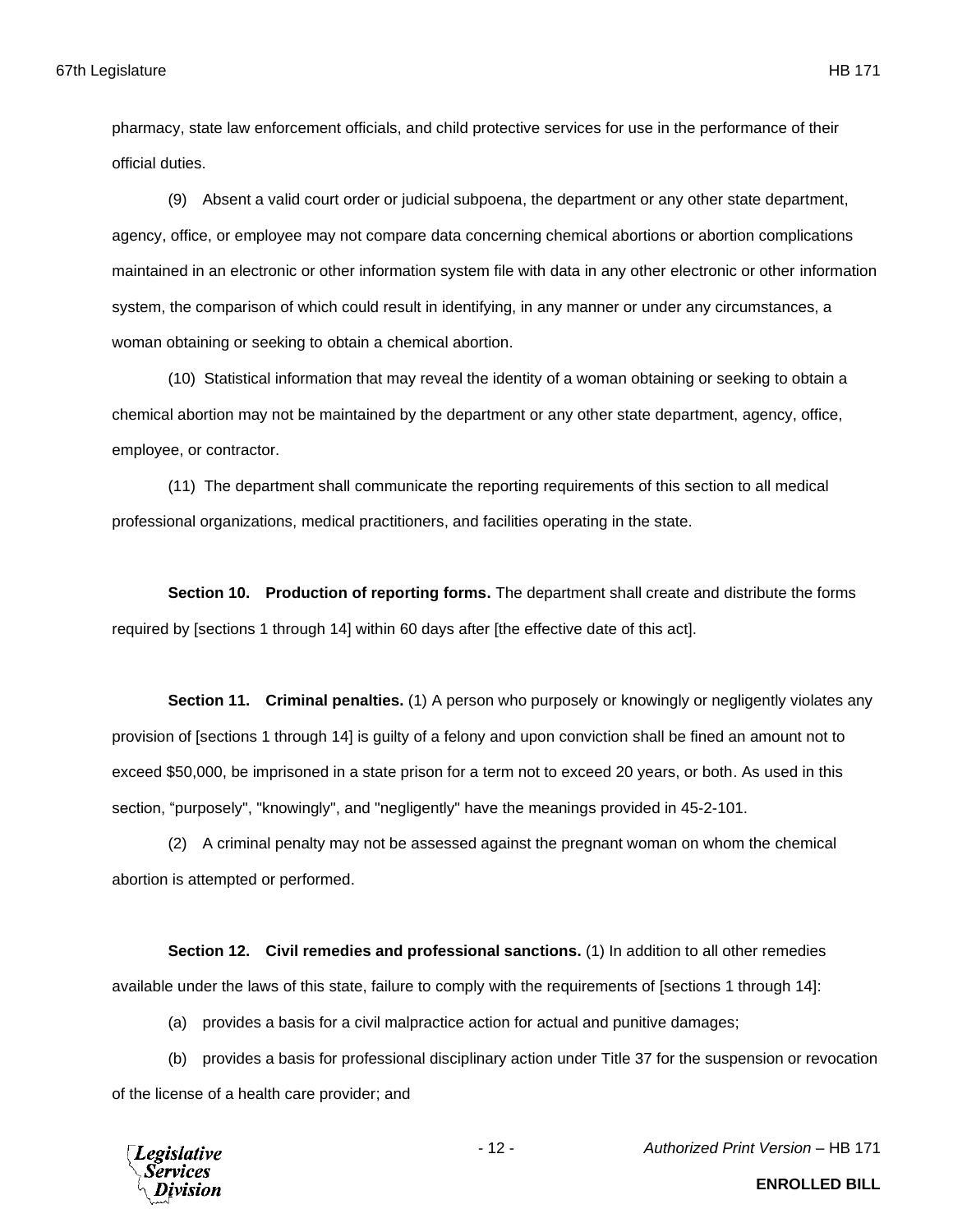pharmacy, state law enforcement officials, and child protective services for use in the performance of their official duties.

(9) Absent a valid court order or judicial subpoena, the department or any other state department, agency, office, or employee may not compare data concerning chemical abortions or abortion complications maintained in an electronic or other information system file with data in any other electronic or other information system, the comparison of which could result in identifying, in any manner or under any circumstances, a woman obtaining or seeking to obtain a chemical abortion.

(10) Statistical information that may reveal the identity of a woman obtaining or seeking to obtain a chemical abortion may not be maintained by the department or any other state department, agency, office, employee, or contractor.

(11) The department shall communicate the reporting requirements of this section to all medical professional organizations, medical practitioners, and facilities operating in the state.

**Section 10. Production of reporting forms.** The department shall create and distribute the forms required by [sections 1 through 14] within 60 days after [the effective date of this act].

**Section 11. Criminal penalties.** (1) A person who purposely or knowingly or negligently violates any provision of [sections 1 through 14] is guilty of a felony and upon conviction shall be fined an amount not to exceed $50,000, be imprisoned in a state prison for a term not to exceed 20 years, or both. As used in this section, "purposely", "knowingly", and "negligently" have the meanings provided in 45-2-101.

(2) A criminal penalty may not be assessed against the pregnant woman on whom the chemical abortion is attempted or performed.

**Section 12. Civil remedies and professional sanctions.** (1) In addition to all other remedies available under the laws of this state, failure to comply with the requirements of [sections 1 through 14]:

(a) provides a basis for a civil malpractice action for actual and punitive damages;

(b) provides a basis for professional disciplinary action under Title 37 for the suspension or revocation of the license of a health care provider; and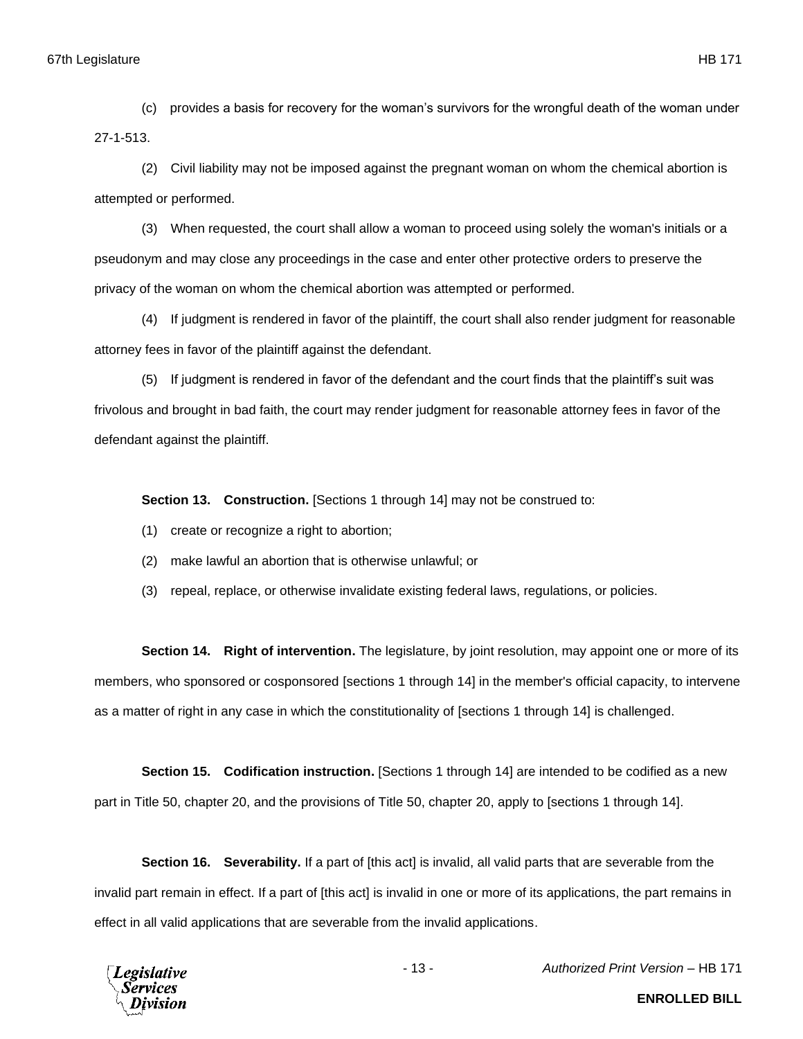(c) provides a basis for recovery for the woman's survivors for the wrongful death of the woman under 27-1-513.

(2) Civil liability may not be imposed against the pregnant woman on whom the chemical abortion is attempted or performed.

(3) When requested, the court shall allow a woman to proceed using solely the woman's initials or a pseudonym and may close any proceedings in the case and enter other protective orders to preserve the privacy of the woman on whom the chemical abortion was attempted or performed.

(4) If judgment is rendered in favor of the plaintiff, the court shall also render judgment for reasonable attorney fees in favor of the plaintiff against the defendant.

(5) If judgment is rendered in favor of the defendant and the court finds that the plaintiff's suit was frivolous and brought in bad faith, the court may render judgment for reasonable attorney fees in favor of the defendant against the plaintiff.

**Section 13. Construction.** [Sections 1 through 14] may not be construed to:

(1) create or recognize a right to abortion;

(2) make lawful an abortion that is otherwise unlawful; or

(3) repeal, replace, or otherwise invalidate existing federal laws, regulations, or policies.

**Section 14. Right of intervention.** The legislature, by joint resolution, may appoint one or more of its members, who sponsored or cosponsored [sections 1 through 14] in the member's official capacity, to intervene as a matter of right in any case in which the constitutionality of [sections 1 through 14] is challenged.

**Section 15. Codification instruction.** [Sections 1 through 14] are intended to be codified as a new part in Title 50, chapter 20, and the provisions of Title 50, chapter 20, apply to [sections 1 through 14].

**Section 16. Severability.** If a part of [this act] is invalid, all valid parts that are severable from the invalid part remain in effect. If a part of [this act] is invalid in one or more of its applications, the part remains in effect in all valid applications that are severable from the invalid applications.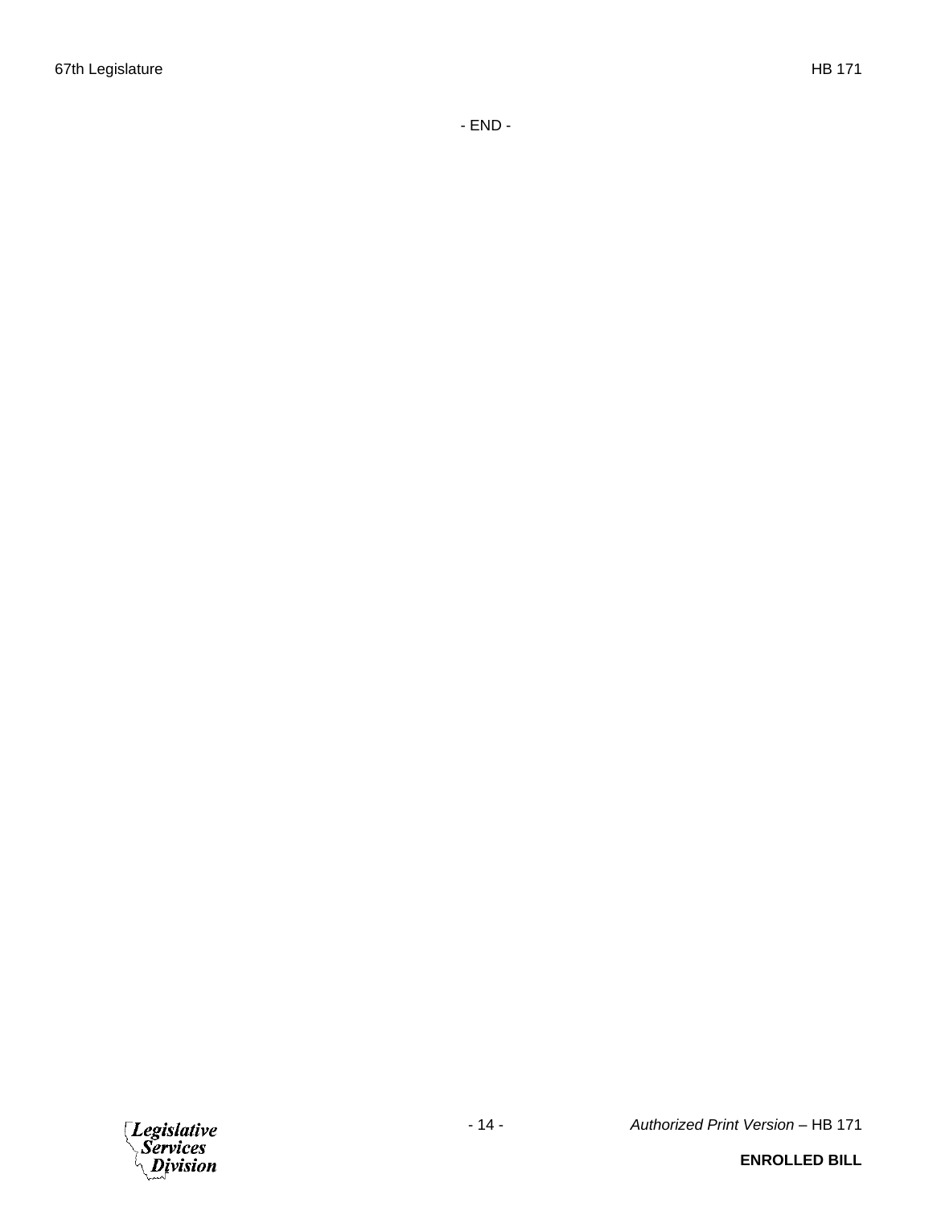- END -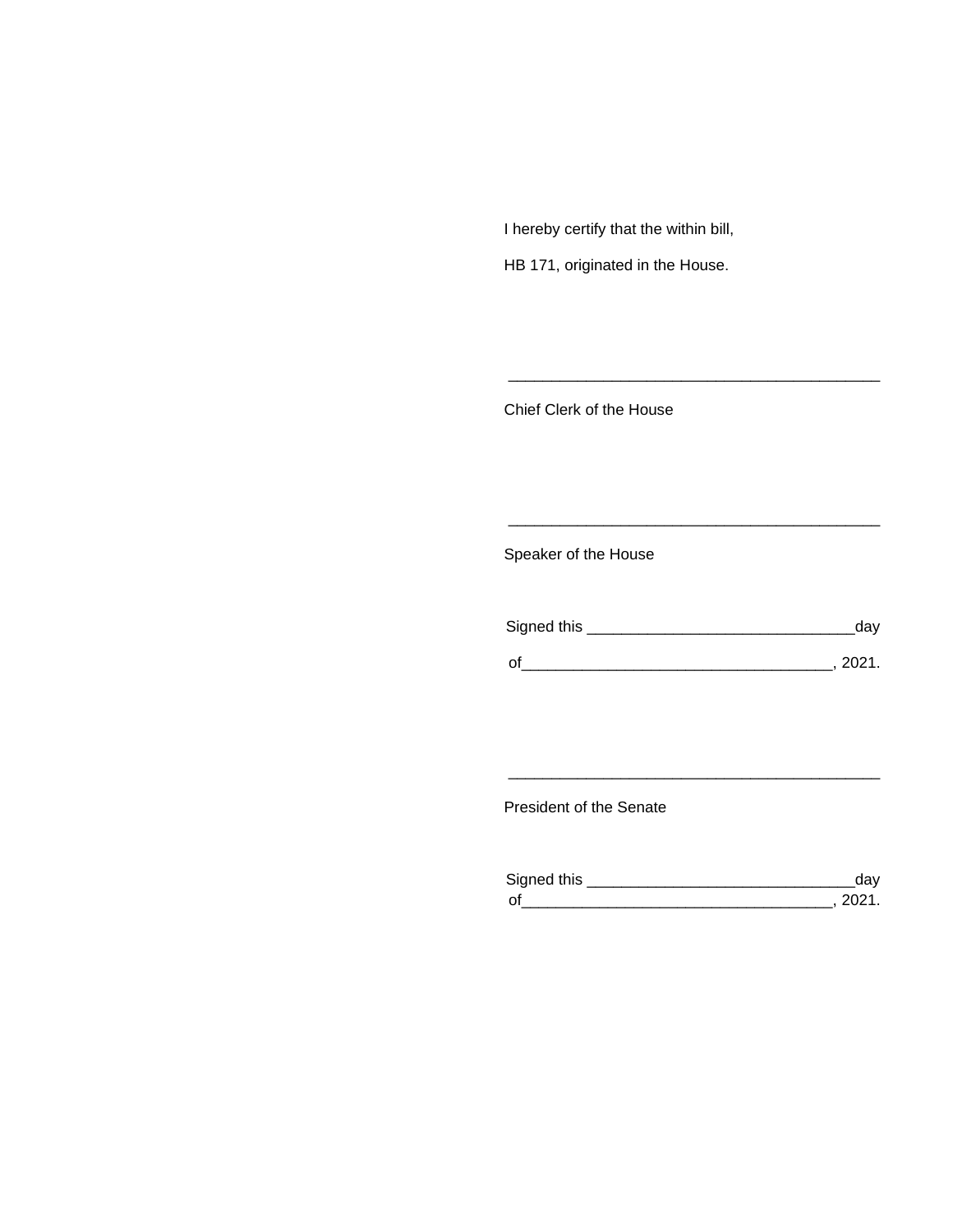I hereby certify that the within bill,

HB 171, originated in the House.

___________________________________________

Chief Clerk of the House

___________________________________________

Speaker of the House

Signed this ______________________________day

of___________________________________, 2021.

___________________________________________

President of the Senate

Signed this ______________________________day

of___________________________________, 2021.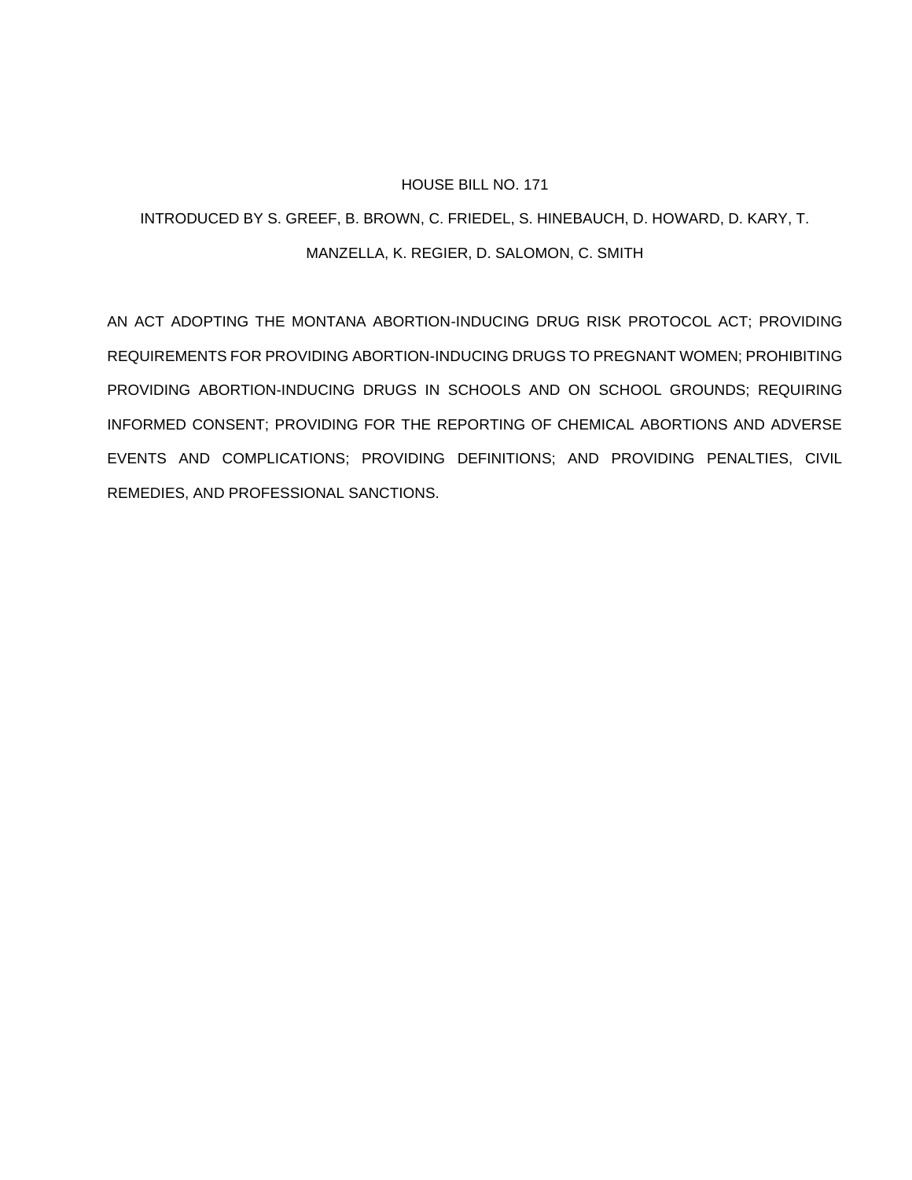HOUSE BILL NO. 171

INTRODUCED BY S. GREEF, B. BROWN, C. FRIEDEL, S. HINEBAUCH, D. HOWARD, D. KARY, T. MANZELLA, K. REGIER, D. SALOMON, C. SMITH

AN ACT ADOPTING THE MONTANA ABORTION-INDUCING DRUG RISK PROTOCOL ACT; PROVIDING REQUIREMENTS FOR PROVIDING ABORTION-INDUCING DRUGS TO PREGNANT WOMEN; PROHIBITING PROVIDING ABORTION-INDUCING DRUGS IN SCHOOLS AND ON SCHOOL GROUNDS; REQUIRING INFORMED CONSENT; PROVIDING FOR THE REPORTING OF CHEMICAL ABORTIONS AND ADVERSE EVENTS AND COMPLICATIONS; PROVIDING DEFINITIONS; AND PROVIDING PENALTIES, CIVIL REMEDIES, AND PROFESSIONAL SANCTIONS.